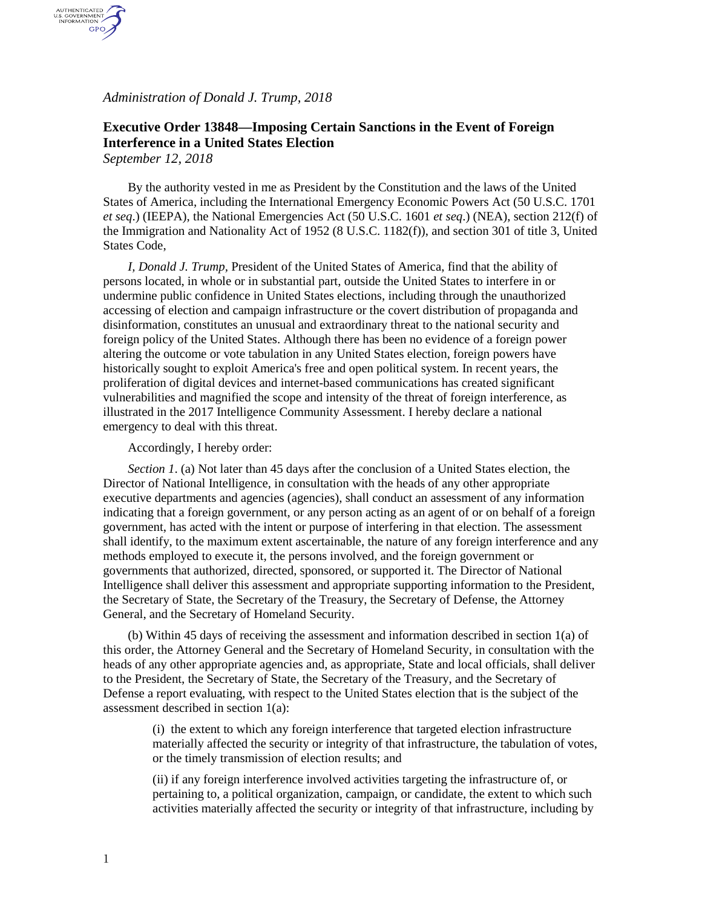*Administration of Donald J. Trump, 2018*

## Executive Order 13848—Imposing Certain Sanctions in the Event of Foreign Interference in a United States Election

*September 12, 2018*

By the authority vested in me as President by the Constitution and the laws of the United States of America, including the International Emergency Economic Powers Act (50 U.S.C. 1701 *et seq*.) (IEEPA), the National Emergencies Act (50 U.S.C. 1601 *et seq*.) (NEA), section 212(f) of the Immigration and Nationality Act of 1952 (8 U.S.C. 1182(f)), and section 301 of title 3, United States Code,

*I, Donald J. Trump*, President of the United States of America, find that the ability of persons located, in whole or in substantial part, outside the United States to interfere in or undermine public confidence in United States elections, including through the unauthorized accessing of election and campaign infrastructure or the covert distribution of propaganda and disinformation, constitutes an unusual and extraordinary threat to the national security and foreign policy of the United States. Although there has been no evidence of a foreign power altering the outcome or vote tabulation in any United States election, foreign powers have historically sought to exploit America's free and open political system. In recent years, the proliferation of digital devices and internet-based communications has created significant vulnerabilities and magnified the scope and intensity of the threat of foreign interference, as illustrated in the 2017 Intelligence Community Assessment. I hereby declare a national emergency to deal with this threat.

Accordingly, I hereby order:

*Section 1*. (a) Not later than 45 days after the conclusion of a United States election, the Director of National Intelligence, in consultation with the heads of any other appropriate executive departments and agencies (agencies), shall conduct an assessment of any information indicating that a foreign government, or any person acting as an agent of or on behalf of a foreign government, has acted with the intent or purpose of interfering in that election. The assessment shall identify, to the maximum extent ascertainable, the nature of any foreign interference and any methods employed to execute it, the persons involved, and the foreign government or governments that authorized, directed, sponsored, or supported it. The Director of National Intelligence shall deliver this assessment and appropriate supporting information to the President, the Secretary of State, the Secretary of the Treasury, the Secretary of Defense, the Attorney General, and the Secretary of Homeland Security.

(b) Within 45 days of receiving the assessment and information described in section 1(a) of this order, the Attorney General and the Secretary of Homeland Security, in consultation with the heads of any other appropriate agencies and, as appropriate, State and local officials, shall deliver to the President, the Secretary of State, the Secretary of the Treasury, and the Secretary of Defense a report evaluating, with respect to the United States election that is the subject of the assessment described in section 1(a):

> (i) the extent to which any foreign interference that targeted election infrastructure materially affected the security or integrity of that infrastructure, the tabulation of votes, or the timely transmission of election results; and
>
> (ii) if any foreign interference involved activities targeting the infrastructure of, or pertaining to, a political organization, campaign, or candidate, the extent to which such activities materially affected the security or integrity of that infrastructure, including by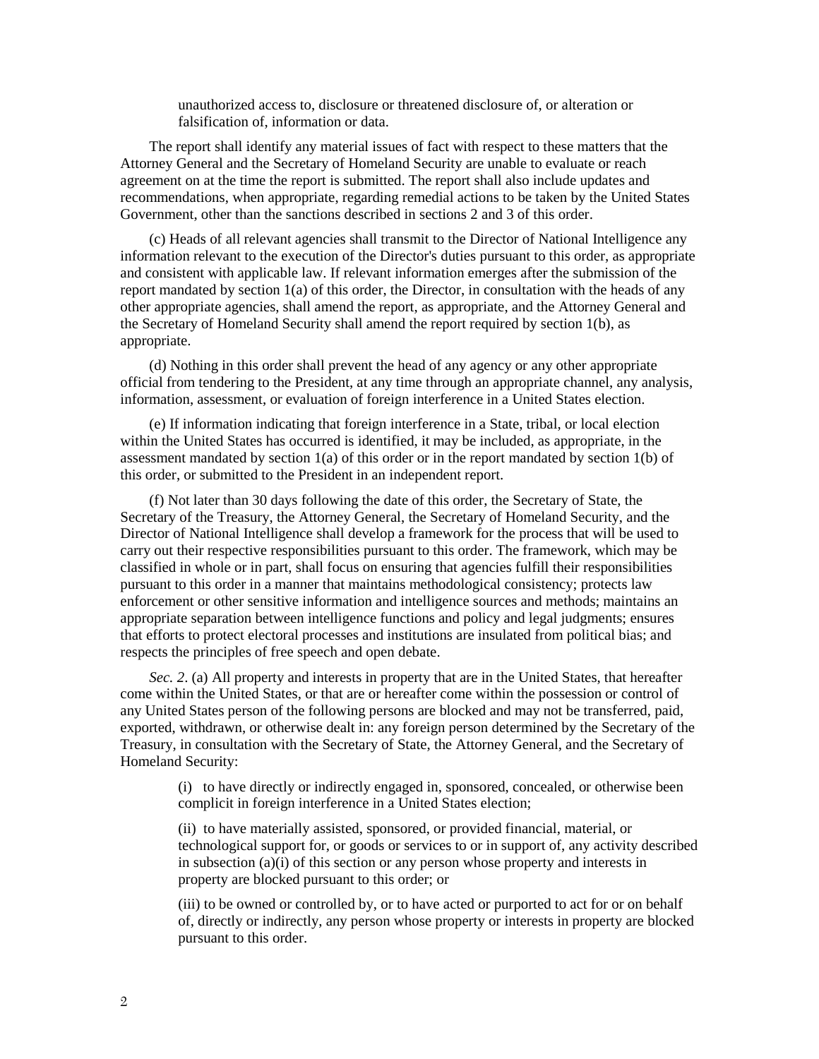unauthorized access to, disclosure or threatened disclosure of, or alteration or falsification of, information or data.

The report shall identify any material issues of fact with respect to these matters that the Attorney General and the Secretary of Homeland Security are unable to evaluate or reach agreement on at the time the report is submitted. The report shall also include updates and recommendations, when appropriate, regarding remedial actions to be taken by the United States Government, other than the sanctions described in sections 2 and 3 of this order.

(c) Heads of all relevant agencies shall transmit to the Director of National Intelligence any information relevant to the execution of the Director's duties pursuant to this order, as appropriate and consistent with applicable law. If relevant information emerges after the submission of the report mandated by section 1(a) of this order, the Director, in consultation with the heads of any other appropriate agencies, shall amend the report, as appropriate, and the Attorney General and the Secretary of Homeland Security shall amend the report required by section 1(b), as appropriate.

(d) Nothing in this order shall prevent the head of any agency or any other appropriate official from tendering to the President, at any time through an appropriate channel, any analysis, information, assessment, or evaluation of foreign interference in a United States election.

(e) If information indicating that foreign interference in a State, tribal, or local election within the United States has occurred is identified, it may be included, as appropriate, in the assessment mandated by section 1(a) of this order or in the report mandated by section 1(b) of this order, or submitted to the President in an independent report.

(f) Not later than 30 days following the date of this order, the Secretary of State, the Secretary of the Treasury, the Attorney General, the Secretary of Homeland Security, and the Director of National Intelligence shall develop a framework for the process that will be used to carry out their respective responsibilities pursuant to this order. The framework, which may be classified in whole or in part, shall focus on ensuring that agencies fulfill their responsibilities pursuant to this order in a manner that maintains methodological consistency; protects law enforcement or other sensitive information and intelligence sources and methods; maintains an appropriate separation between intelligence functions and policy and legal judgments; ensures that efforts to protect electoral processes and institutions are insulated from political bias; and respects the principles of free speech and open debate.

*Sec. 2*. (a) All property and interests in property that are in the United States, that hereafter come within the United States, or that are or hereafter come within the possession or control of any United States person of the following persons are blocked and may not be transferred, paid, exported, withdrawn, or otherwise dealt in: any foreign person determined by the Secretary of the Treasury, in consultation with the Secretary of State, the Attorney General, and the Secretary of Homeland Security:

(i) to have directly or indirectly engaged in, sponsored, concealed, or otherwise been complicit in foreign interference in a United States election;

(ii) to have materially assisted, sponsored, or provided financial, material, or technological support for, or goods or services to or in support of, any activity described in subsection (a)(i) of this section or any person whose property and interests in property are blocked pursuant to this order; or

(iii) to be owned or controlled by, or to have acted or purported to act for or on behalf of, directly or indirectly, any person whose property or interests in property are blocked pursuant to this order.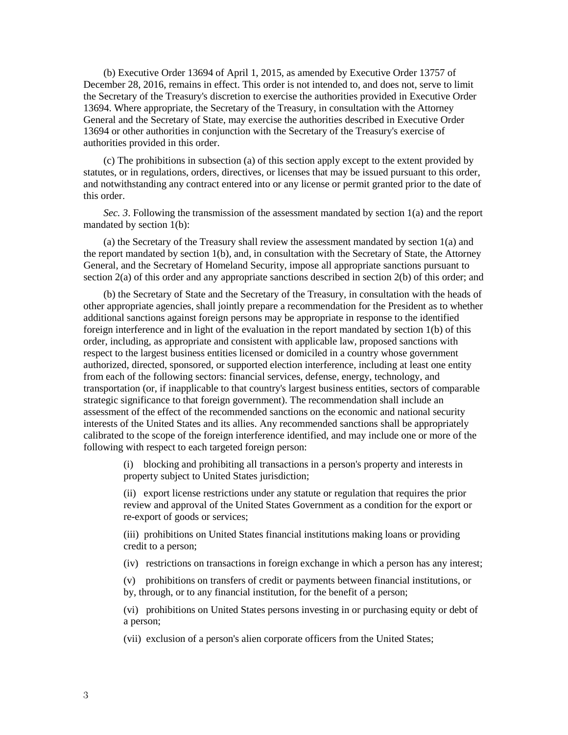(b) Executive Order 13694 of April 1, 2015, as amended by Executive Order 13757 of December 28, 2016, remains in effect. This order is not intended to, and does not, serve to limit the Secretary of the Treasury's discretion to exercise the authorities provided in Executive Order 13694. Where appropriate, the Secretary of the Treasury, in consultation with the Attorney General and the Secretary of State, may exercise the authorities described in Executive Order 13694 or other authorities in conjunction with the Secretary of the Treasury's exercise of authorities provided in this order.

(c) The prohibitions in subsection (a) of this section apply except to the extent provided by statutes, or in regulations, orders, directives, or licenses that may be issued pursuant to this order, and notwithstanding any contract entered into or any license or permit granted prior to the date of this order.

*Sec. 3*. Following the transmission of the assessment mandated by section 1(a) and the report mandated by section 1(b):

(a) the Secretary of the Treasury shall review the assessment mandated by section 1(a) and the report mandated by section 1(b), and, in consultation with the Secretary of State, the Attorney General, and the Secretary of Homeland Security, impose all appropriate sanctions pursuant to section 2(a) of this order and any appropriate sanctions described in section 2(b) of this order; and

(b) the Secretary of State and the Secretary of the Treasury, in consultation with the heads of other appropriate agencies, shall jointly prepare a recommendation for the President as to whether additional sanctions against foreign persons may be appropriate in response to the identified foreign interference and in light of the evaluation in the report mandated by section 1(b) of this order, including, as appropriate and consistent with applicable law, proposed sanctions with respect to the largest business entities licensed or domiciled in a country whose government authorized, directed, sponsored, or supported election interference, including at least one entity from each of the following sectors: financial services, defense, energy, technology, and transportation (or, if inapplicable to that country's largest business entities, sectors of comparable strategic significance to that foreign government). The recommendation shall include an assessment of the effect of the recommended sanctions on the economic and national security interests of the United States and its allies. Any recommended sanctions shall be appropriately calibrated to the scope of the foreign interference identified, and may include one or more of the following with respect to each targeted foreign person:

(i) blocking and prohibiting all transactions in a person's property and interests in property subject to United States jurisdiction;

(ii) export license restrictions under any statute or regulation that requires the prior review and approval of the United States Government as a condition for the export or re-export of goods or services;

(iii) prohibitions on United States financial institutions making loans or providing credit to a person;

(iv) restrictions on transactions in foreign exchange in which a person has any interest;

(v) prohibitions on transfers of credit or payments between financial institutions, or by, through, or to any financial institution, for the benefit of a person;

(vi) prohibitions on United States persons investing in or purchasing equity or debt of a person;

(vii) exclusion of a person's alien corporate officers from the United States;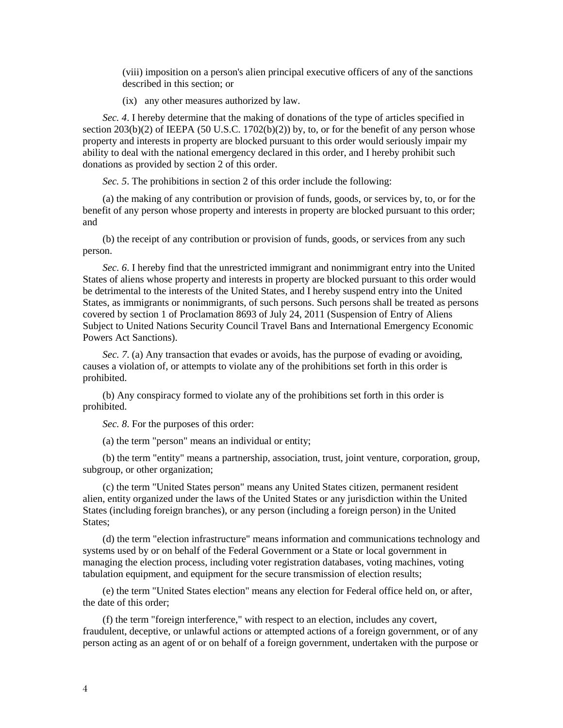(viii) imposition on a person's alien principal executive officers of any of the sanctions described in this section; or

(ix) any other measures authorized by law.

*Sec. 4*. I hereby determine that the making of donations of the type of articles specified in section 203(b)(2) of IEEPA (50 U.S.C. 1702(b)(2)) by, to, or for the benefit of any person whose property and interests in property are blocked pursuant to this order would seriously impair my ability to deal with the national emergency declared in this order, and I hereby prohibit such donations as provided by section 2 of this order.

*Sec. 5*. The prohibitions in section 2 of this order include the following:

(a) the making of any contribution or provision of funds, goods, or services by, to, or for the benefit of any person whose property and interests in property are blocked pursuant to this order; and

(b) the receipt of any contribution or provision of funds, goods, or services from any such person.

*Sec. 6*. I hereby find that the unrestricted immigrant and nonimmigrant entry into the United States of aliens whose property and interests in property are blocked pursuant to this order would be detrimental to the interests of the United States, and I hereby suspend entry into the United States, as immigrants or nonimmigrants, of such persons. Such persons shall be treated as persons covered by section 1 of Proclamation 8693 of July 24, 2011 (Suspension of Entry of Aliens Subject to United Nations Security Council Travel Bans and International Emergency Economic Powers Act Sanctions).

*Sec. 7*. (a) Any transaction that evades or avoids, has the purpose of evading or avoiding, causes a violation of, or attempts to violate any of the prohibitions set forth in this order is prohibited.

(b) Any conspiracy formed to violate any of the prohibitions set forth in this order is prohibited.

*Sec. 8*. For the purposes of this order:

(a) the term "person" means an individual or entity;

(b) the term "entity" means a partnership, association, trust, joint venture, corporation, group, subgroup, or other organization;

(c) the term "United States person" means any United States citizen, permanent resident alien, entity organized under the laws of the United States or any jurisdiction within the United States (including foreign branches), or any person (including a foreign person) in the United States;

(d) the term "election infrastructure" means information and communications technology and systems used by or on behalf of the Federal Government or a State or local government in managing the election process, including voter registration databases, voting machines, voting tabulation equipment, and equipment for the secure transmission of election results;

(e) the term "United States election" means any election for Federal office held on, or after, the date of this order;

(f) the term "foreign interference," with respect to an election, includes any covert, fraudulent, deceptive, or unlawful actions or attempted actions of a foreign government, or of any person acting as an agent of or on behalf of a foreign government, undertaken with the purpose or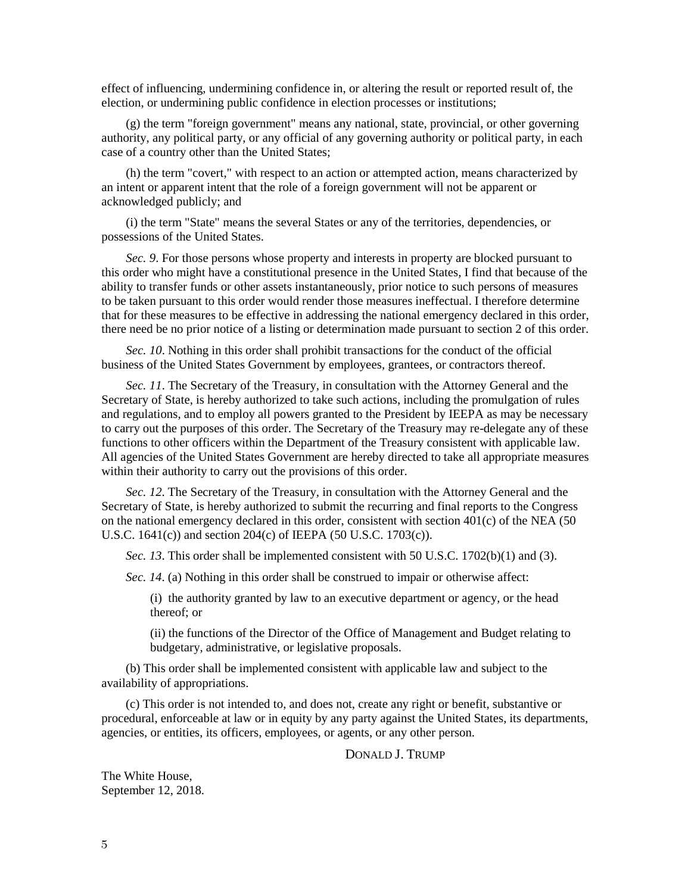effect of influencing, undermining confidence in, or altering the result or reported result of, the election, or undermining public confidence in election processes or institutions;

(g) the term "foreign government" means any national, state, provincial, or other governing authority, any political party, or any official of any governing authority or political party, in each case of a country other than the United States;

(h) the term "covert," with respect to an action or attempted action, means characterized by an intent or apparent intent that the role of a foreign government will not be apparent or acknowledged publicly; and

(i) the term "State" means the several States or any of the territories, dependencies, or possessions of the United States.

*Sec. 9*. For those persons whose property and interests in property are blocked pursuant to this order who might have a constitutional presence in the United States, I find that because of the ability to transfer funds or other assets instantaneously, prior notice to such persons of measures to be taken pursuant to this order would render those measures ineffectual. I therefore determine that for these measures to be effective in addressing the national emergency declared in this order, there need be no prior notice of a listing or determination made pursuant to section 2 of this order.

*Sec. 10*. Nothing in this order shall prohibit transactions for the conduct of the official business of the United States Government by employees, grantees, or contractors thereof.

*Sec. 11*. The Secretary of the Treasury, in consultation with the Attorney General and the Secretary of State, is hereby authorized to take such actions, including the promulgation of rules and regulations, and to employ all powers granted to the President by IEEPA as may be necessary to carry out the purposes of this order. The Secretary of the Treasury may re-delegate any of these functions to other officers within the Department of the Treasury consistent with applicable law. All agencies of the United States Government are hereby directed to take all appropriate measures within their authority to carry out the provisions of this order.

*Sec. 12*. The Secretary of the Treasury, in consultation with the Attorney General and the Secretary of State, is hereby authorized to submit the recurring and final reports to the Congress on the national emergency declared in this order, consistent with section 401(c) of the NEA (50 U.S.C. 1641(c)) and section 204(c) of IEEPA (50 U.S.C. 1703(c)).

*Sec. 13*. This order shall be implemented consistent with 50 U.S.C. 1702(b)(1) and (3).

*Sec. 14*. (a) Nothing in this order shall be construed to impair or otherwise affect:

(i) the authority granted by law to an executive department or agency, or the head thereof; or

(ii) the functions of the Director of the Office of Management and Budget relating to budgetary, administrative, or legislative proposals.

(b) This order shall be implemented consistent with applicable law and subject to the availability of appropriations.

(c) This order is not intended to, and does not, create any right or benefit, substantive or procedural, enforceable at law or in equity by any party against the United States, its departments, agencies, or entities, its officers, employees, or agents, or any other person.

DONALD J. TRUMP

The White House,
September 12, 2018.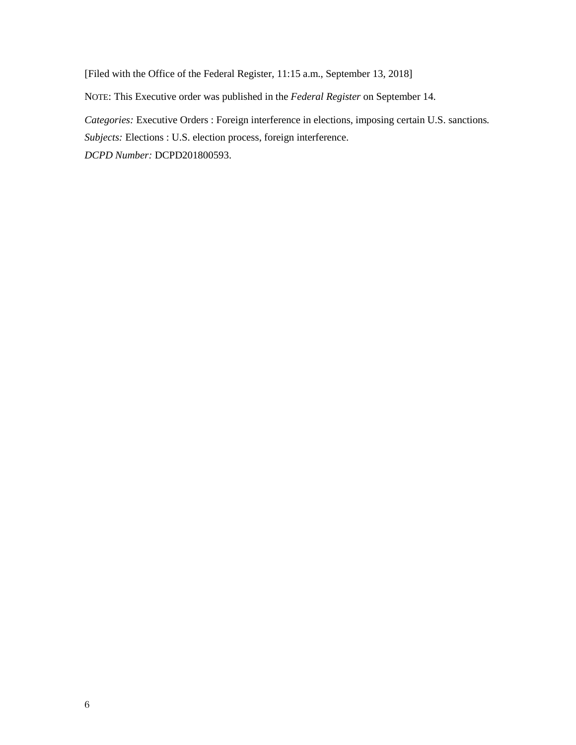[Filed with the Office of the Federal Register, 11:15 a.m., September 13, 2018]

NOTE: This Executive order was published in the *Federal Register* on September 14.

*Categories:* Executive Orders : Foreign interference in elections, imposing certain U.S. sanctions.

*Subjects:* Elections : U.S. election process, foreign interference.

*DCPD Number:* DCPD201800593.